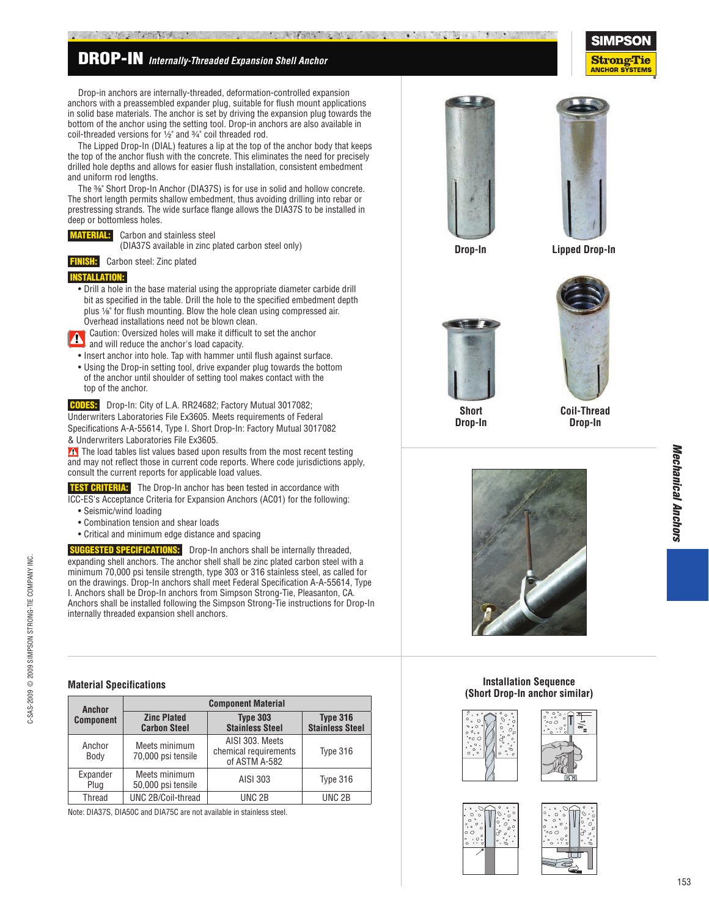# DROP-IN *Internally-Threaded Expansion Shell Anchor*

Drop-in anchors are internally-threaded, deformation-controlled expansion anchors with a preassembled expander plug, suitable for flush mount applications in solid base materials. The anchor is set by driving the expansion plug towards the bottom of the anchor using the setting tool. Drop-in anchors are also available in coil-threaded versions for ½" and ¾" coil threaded rod.

The Lipped Drop-In (DIAL) features a lip at the top of the anchor body that keeps the top of the anchor flush with the concrete. This eliminates the need for precisely drilled hole depths and allows for easier flush installation, consistent embedment and uniform rod lengths.

The ⅜" Short Drop-In Anchor (DIA37S) is for use in solid and hollow concrete. The short length permits shallow embedment, thus avoiding drilling into rebar or prestressing strands. The wide surface flange allows the DIA37S to be installed in deep or bottomless holes.

**MATERIAL:** Carbon and stainless steel (DIA37S available in zinc plated carbon steel only)

**FINISH:** Carbon steel: Zinc plated

**INSTALLATION:**

- Drill a hole in the base material using the appropriate diameter carbide drill bit as specified in the table. Drill the hole to the specified embedment depth plus ⅛" for flush mounting. Blow the hole clean using compressed air. Overhead installations need not be blown clean.

  Caution: Oversized holes will make it difficult to set the anchor and will reduce the anchor's load capacity.
- Insert anchor into hole. Tap with hammer until flush against surface.
- Using the Drop-in setting tool, drive expander plug towards the bottom of the anchor until shoulder of setting tool makes contact with the top of the anchor.

**CODES:** Drop-In: City of L.A. RR24682; Factory Mutual 3017082; Underwriters Laboratories File Ex3605. Meets requirements of Federal Specifications A-A-55614, Type I. Short Drop-In: Factory Mutual 3017082 & Underwriters Laboratories File Ex3605.

The load tables list values based upon results from the most recent testing and may not reflect those in current code reports. Where code jurisdictions apply, consult the current reports for applicable load values.

**TEST CRITERIA:** The Drop-In anchor has been tested in accordance with ICC-ES's Acceptance Criteria for Expansion Anchors (AC01) for the following:

- Seismic/wind loading
- Combination tension and shear loads
- Critical and minimum edge distance and spacing

**SUGGESTED SPECIFICATIONS:** Drop-In anchors shall be internally threaded, expanding shell anchors. The anchor shell shall be zinc plated carbon steel with a minimum 70,000 psi tensile strength, type 303 or 316 stainless steel, as called for on the drawings. Drop-In anchors shall meet Federal Specification A-A-55614, Type I. Anchors shall be Drop-In anchors from Simpson Strong-Tie, Pleasanton, CA. Anchors shall be installed following the Simpson Strong-Tie instructions for Drop-In internally threaded expansion shell anchors.

Drop-In

Lipped Drop-In

Short Drop-In

Coil-Thread Drop-In

### Material Specifications

| Anchor Component | Component Material | | |
|---|---|---|---|
| | Zinc Plated Carbon Steel | Type 303 Stainless Steel | Type 316 Stainless Steel |
| Anchor Body | Meets minimum 70,000 psi tensile | AISI 303. Meets chemical requirements of ASTM A-582 | Type 316 |
| Expander Plug | Meets minimum 50,000 psi tensile | AISI 303 | Type 316 |
| Thread | UNC 2B/Coil-thread | UNC 2B | UNC 2B |

Note: DIA37S, DIA50C and DIA75C are not available in stainless steel.

**Installation Sequence (Short Drop-In anchor similar)**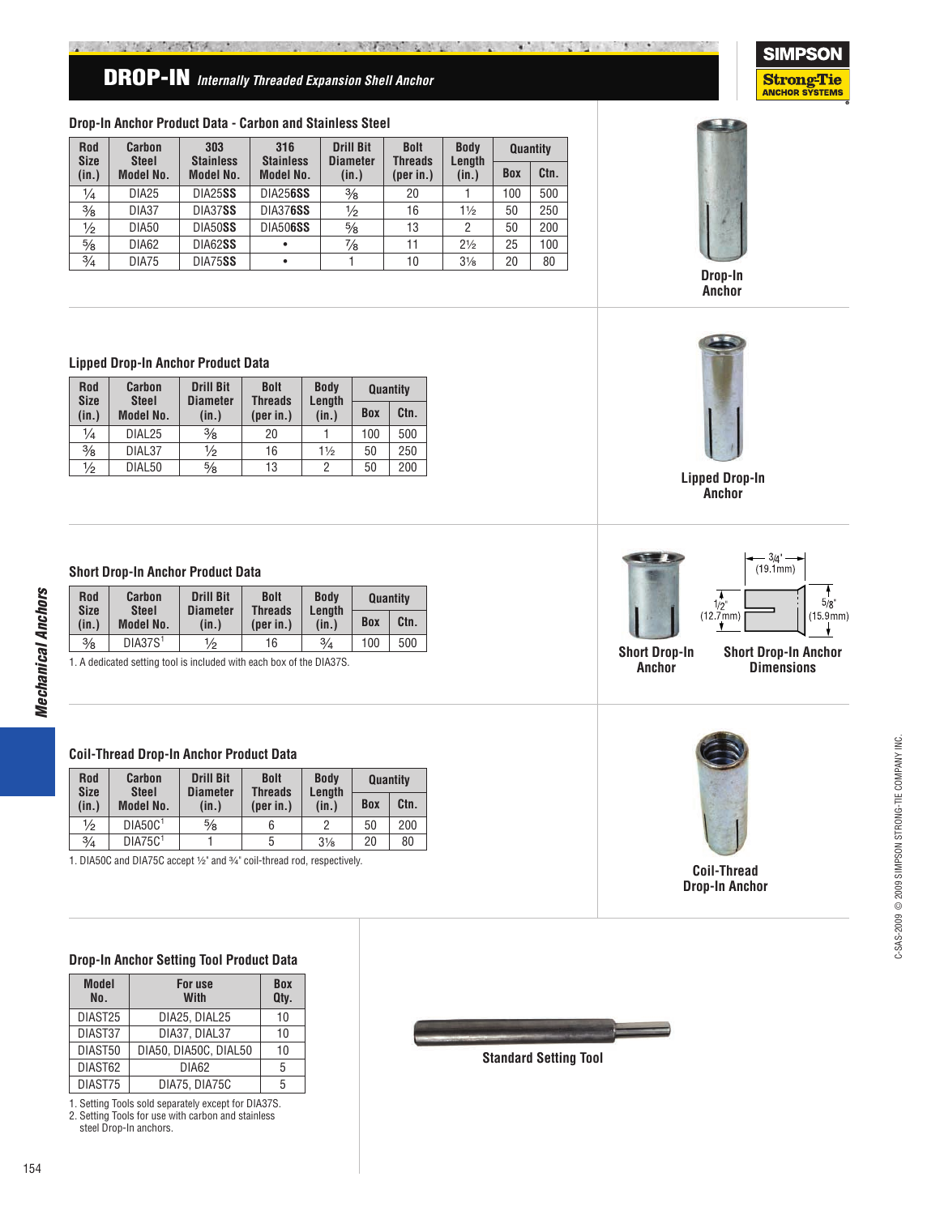# DROP-IN *Internally Threaded Expansion Shell Anchor*

### Drop-In Anchor Product Data - Carbon and Stainless Steel

| Rod Size (in.) | Carbon Steel Model No. | 303 Stainless Model No. | 316 Stainless Model No. | Drill Bit Diameter (in.) | Bolt Threads (per in.) | Body Length (in.) | Quantity | |
|---|---|---|---|---|---|---|---|---|
| | | | | | | | Box | Ctn. |
| ¼ | DIA25 | DIA25**SS** | DIA25**6SS** | ⅜ | 20 | 1 | 100 | 500 |
| ⅜ | DIA37 | DIA37**SS** | DIA37**6SS** | ½ | 16 | 1½ | 50 | 250 |
| ½ | DIA50 | DIA50**SS** | DIA50**6SS** | ⅝ | 13 | 2 | 50 | 200 |
| ⅝ | DIA62 | DIA62**SS** | • | ⅞ | 11 | 2½ | 25 | 100 |
| ¾ | DIA75 | DIA75**SS** | • | 1 | 10 | 3⅛ | 20 | 80 |

Drop-In Anchor

### Lipped Drop-In Anchor Product Data

| Rod Size (in.) | Carbon Steel Model No. | Drill Bit Diameter (in.) | Bolt Threads (per in.) | Body Length (in.) | Quantity | |
|---|---|---|---|---|---|---|
| | | | | | Box | Ctn. |
| ¼ | DIAL25 | ⅜ | 20 | 1 | 100 | 500 |
| ⅜ | DIAL37 | ½ | 16 | 1½ | 50 | 250 |
| ½ | DIAL50 | ⅝ | 13 | 2 | 50 | 200 |

Lipped Drop-In Anchor

### Short Drop-In Anchor Product Data

| Rod Size (in.) | Carbon Steel Model No. | Drill Bit Diameter (in.) | Bolt Threads (per in.) | Body Length (in.) | Quantity | |
|---|---|---|---|---|---|---|
| | | | | | Box | Ctn. |
| ⅜ | DIA37S[1] | ½ | 16 | ¾ | 100 | 500 |

1. A dedicated setting tool is included with each box of the DIA37S.

Short Drop-In Anchor

¾" (19.1mm)

½" (12.7mm)

⅝" (15.9mm)

Short Drop-In Anchor Dimensions

### Coil-Thread Drop-In Anchor Product Data

| Rod Size (in.) | Carbon Steel Model No. | Drill Bit Diameter (in.) | Bolt Threads (per in.) | Body Length (in.) | Quantity | |
|---|---|---|---|---|---|---|
| | | | | | Box | Ctn. |
| ½ | DIA50C[1] | ⅝ | 6 | 2 | 50 | 200 |
| ¾ | DIA75C[1] | 1 | 5 | 3⅛ | 20 | 80 |

1. DIA50C and DIA75C accept ½" and ¾" coil-thread rod, respectively.

Coil-Thread Drop-In Anchor

### Drop-In Anchor Setting Tool Product Data

| Model No. | For use With | Box Qty. |
|---|---|---|
| DIAST25 | DIA25, DIAL25 | 10 |
| DIAST37 | DIA37, DIAL37 | 10 |
| DIAST50 | DIA50, DIA50C, DIAL50 | 10 |
| DIAST62 | DIA62 | 5 |
| DIAST75 | DIA75, DIA75C | 5 |

1. Setting Tools sold separately except for DIA37S.
2. Setting Tools for use with carbon and stainless steel Drop-In anchors.

Standard Setting Tool

C-SAS-2009 © 2009 SIMPSON STRONG-TIE COMPANY INC.